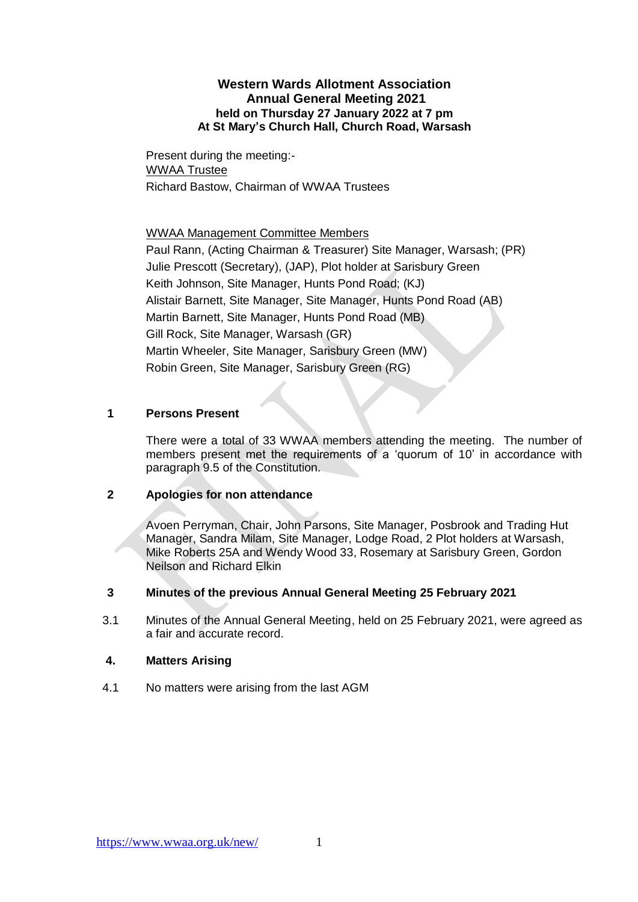# Western Wards Allotment Association
## Annual General Meeting 2021
### held on Thursday 27 January 2022 at 7 pm
### At St Mary's Church Hall, Church Road, Warsash

Present during the meeting:-

WWAA Trustee

Richard Bastow, Chairman of WWAA Trustees

WWAA Management Committee Members

Paul Rann, (Acting Chairman & Treasurer) Site Manager, Warsash; (PR)
Julie Prescott (Secretary), (JAP), Plot holder at Sarisbury Green
Keith Johnson, Site Manager, Hunts Pond Road; (KJ)
Alistair Barnett, Site Manager, Site Manager, Hunts Pond Road (AB)
Martin Barnett, Site Manager, Hunts Pond Road (MB)
Gill Rock, Site Manager, Warsash (GR)
Martin Wheeler, Site Manager, Sarisbury Green (MW)
Robin Green, Site Manager, Sarisbury Green (RG)

## 1 Persons Present

There were a total of 33 WWAA members attending the meeting. The number of members present met the requirements of a 'quorum of 10' in accordance with paragraph 9.5 of the Constitution.

## 2 Apologies for non attendance

Avoen Perryman, Chair, John Parsons, Site Manager, Posbrook and Trading Hut Manager, Sandra Milam, Site Manager, Lodge Road, 2 Plot holders at Warsash, Mike Roberts 25A and Wendy Wood 33, Rosemary at Sarisbury Green, Gordon Neilson and Richard Elkin

## 3 Minutes of the previous Annual General Meeting 25 February 2021

3.1 Minutes of the Annual General Meeting, held on 25 February 2021, were agreed as a fair and accurate record.

## 4. Matters Arising

4.1 No matters were arising from the last AGM

https://www.wwaa.org.uk/new/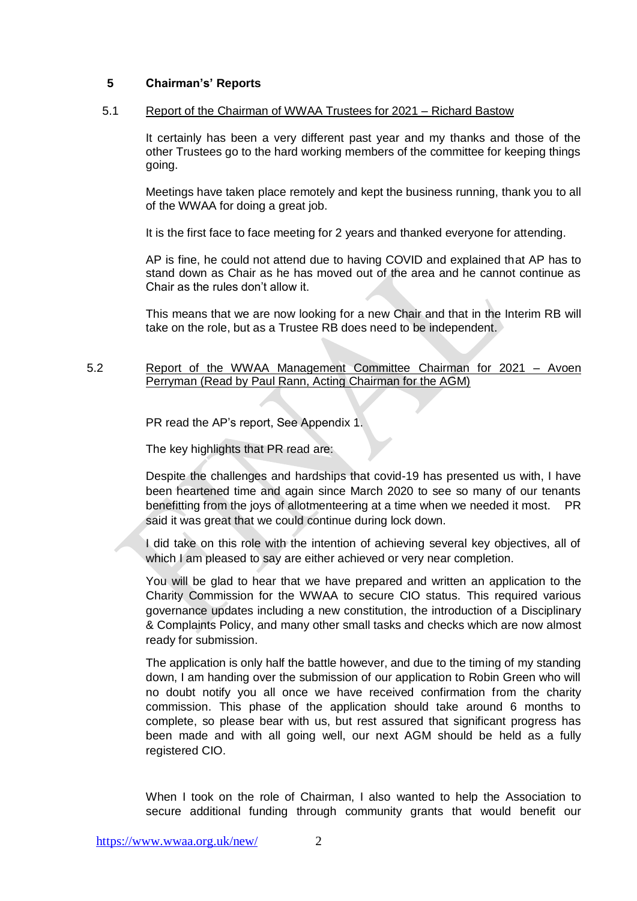## 5 Chairman's' Reports

### 5.1 Report of the Chairman of WWAA Trustees for 2021 – Richard Bastow

It certainly has been a very different past year and my thanks and those of the other Trustees go to the hard working members of the committee for keeping things going.

Meetings have taken place remotely and kept the business running, thank you to all of the WWAA for doing a great job.

It is the first face to face meeting for 2 years and thanked everyone for attending.

AP is fine, he could not attend due to having COVID and explained that AP has to stand down as Chair as he has moved out of the area and he cannot continue as Chair as the rules don't allow it.

This means that we are now looking for a new Chair and that in the Interim RB will take on the role, but as a Trustee RB does need to be independent.

### 5.2 Report of the WWAA Management Committee Chairman for 2021 – Avoen Perryman (Read by Paul Rann, Acting Chairman for the AGM)

PR read the AP's report, See Appendix 1.

The key highlights that PR read are:

Despite the challenges and hardships that covid-19 has presented us with, I have been heartened time and again since March 2020 to see so many of our tenants benefitting from the joys of allotmenteering at a time when we needed it most. PR said it was great that we could continue during lock down.

I did take on this role with the intention of achieving several key objectives, all of which I am pleased to say are either achieved or very near completion.

You will be glad to hear that we have prepared and written an application to the Charity Commission for the WWAA to secure CIO status. This required various governance updates including a new constitution, the introduction of a Disciplinary & Complaints Policy, and many other small tasks and checks which are now almost ready for submission.

The application is only half the battle however, and due to the timing of my standing down, I am handing over the submission of our application to Robin Green who will no doubt notify you all once we have received confirmation from the charity commission. This phase of the application should take around 6 months to complete, so please bear with us, but rest assured that significant progress has been made and with all going well, our next AGM should be held as a fully registered CIO.

When I took on the role of Chairman, I also wanted to help the Association to secure additional funding through community grants that would benefit our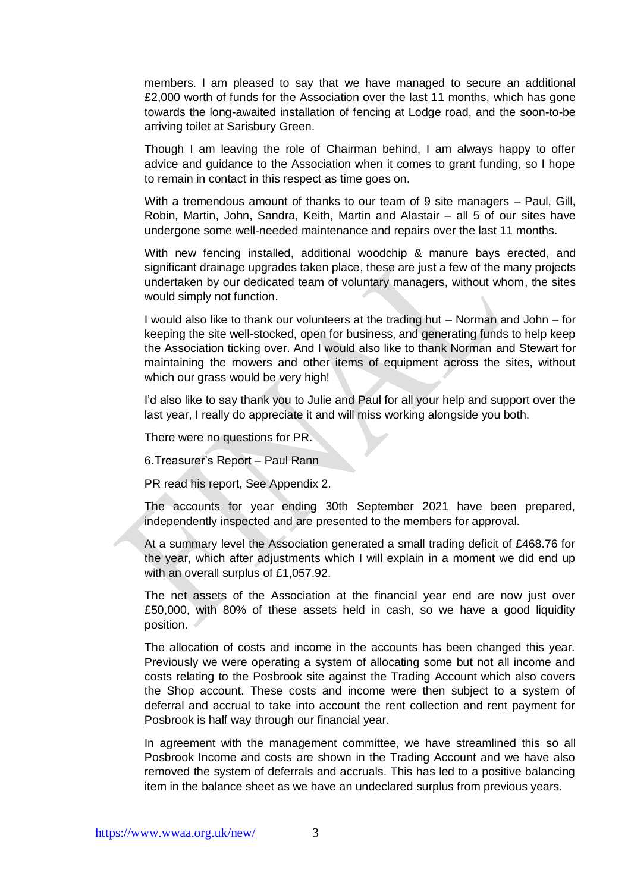members. I am pleased to say that we have managed to secure an additional £2,000 worth of funds for the Association over the last 11 months, which has gone towards the long-awaited installation of fencing at Lodge road, and the soon-to-be arriving toilet at Sarisbury Green.

Though I am leaving the role of Chairman behind, I am always happy to offer advice and guidance to the Association when it comes to grant funding, so I hope to remain in contact in this respect as time goes on.

With a tremendous amount of thanks to our team of 9 site managers – Paul, Gill, Robin, Martin, John, Sandra, Keith, Martin and Alastair – all 5 of our sites have undergone some well-needed maintenance and repairs over the last 11 months.

With new fencing installed, additional woodchip & manure bays erected, and significant drainage upgrades taken place, these are just a few of the many projects undertaken by our dedicated team of voluntary managers, without whom, the sites would simply not function.

I would also like to thank our volunteers at the trading hut – Norman and John – for keeping the site well-stocked, open for business, and generating funds to help keep the Association ticking over. And I would also like to thank Norman and Stewart for maintaining the mowers and other items of equipment across the sites, without which our grass would be very high!

I'd also like to say thank you to Julie and Paul for all your help and support over the last year, I really do appreciate it and will miss working alongside you both.

There were no questions for PR.

6.Treasurer's Report – Paul Rann

PR read his report, See Appendix 2.

The accounts for year ending 30th September 2021 have been prepared, independently inspected and are presented to the members for approval.

At a summary level the Association generated a small trading deficit of £468.76 for the year, which after adjustments which I will explain in a moment we did end up with an overall surplus of £1,057.92.

The net assets of the Association at the financial year end are now just over £50,000, with 80% of these assets held in cash, so we have a good liquidity position.

The allocation of costs and income in the accounts has been changed this year. Previously we were operating a system of allocating some but not all income and costs relating to the Posbrook site against the Trading Account which also covers the Shop account. These costs and income were then subject to a system of deferral and accrual to take into account the rent collection and rent payment for Posbrook is half way through our financial year.

In agreement with the management committee, we have streamlined this so all Posbrook Income and costs are shown in the Trading Account and we have also removed the system of deferrals and accruals. This has led to a positive balancing item in the balance sheet as we have an undeclared surplus from previous years.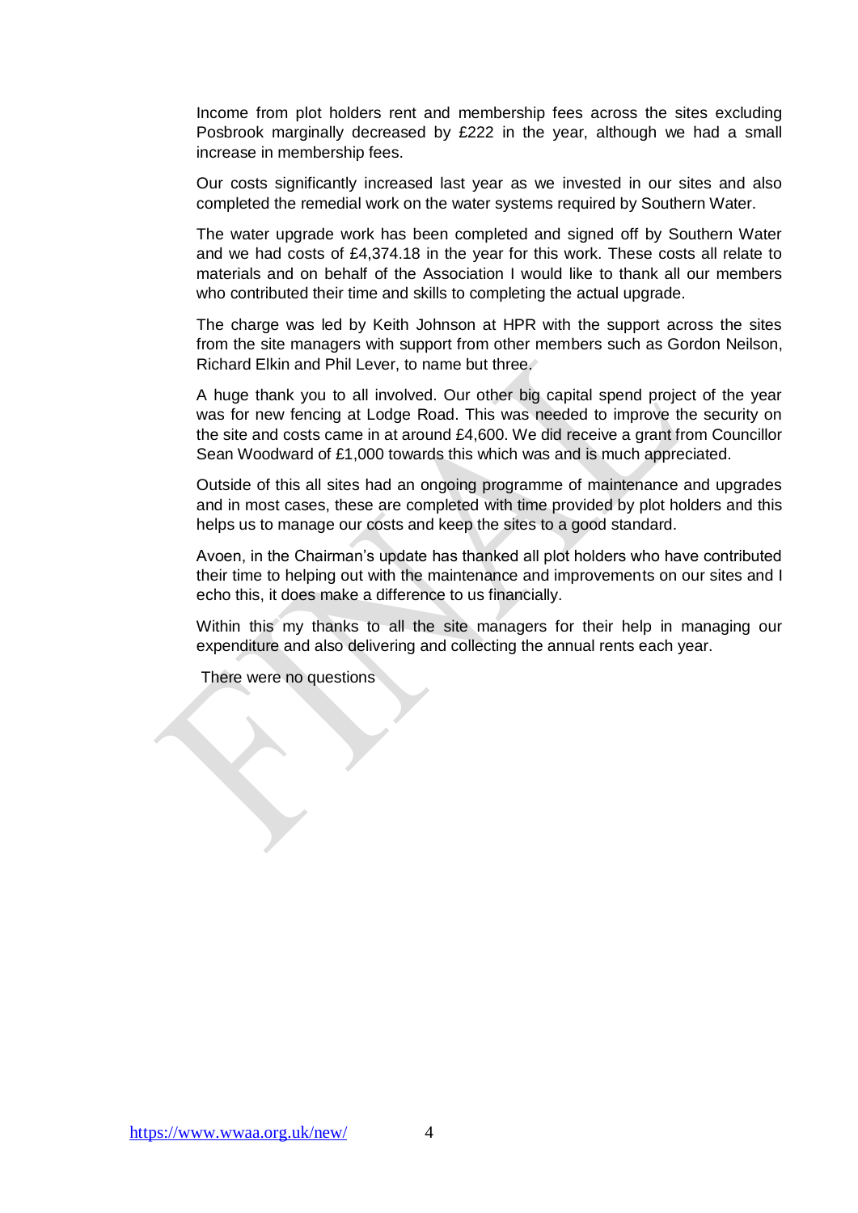Income from plot holders rent and membership fees across the sites excluding Posbrook marginally decreased by £222 in the year, although we had a small increase in membership fees.

Our costs significantly increased last year as we invested in our sites and also completed the remedial work on the water systems required by Southern Water.

The water upgrade work has been completed and signed off by Southern Water and we had costs of £4,374.18 in the year for this work. These costs all relate to materials and on behalf of the Association I would like to thank all our members who contributed their time and skills to completing the actual upgrade.

The charge was led by Keith Johnson at HPR with the support across the sites from the site managers with support from other members such as Gordon Neilson, Richard Elkin and Phil Lever, to name but three.

A huge thank you to all involved. Our other big capital spend project of the year was for new fencing at Lodge Road. This was needed to improve the security on the site and costs came in at around £4,600. We did receive a grant from Councillor Sean Woodward of £1,000 towards this which was and is much appreciated.

Outside of this all sites had an ongoing programme of maintenance and upgrades and in most cases, these are completed with time provided by plot holders and this helps us to manage our costs and keep the sites to a good standard.

Avoen, in the Chairman's update has thanked all plot holders who have contributed their time to helping out with the maintenance and improvements on our sites and I echo this, it does make a difference to us financially.

Within this my thanks to all the site managers for their help in managing our expenditure and also delivering and collecting the annual rents each year.

There were no questions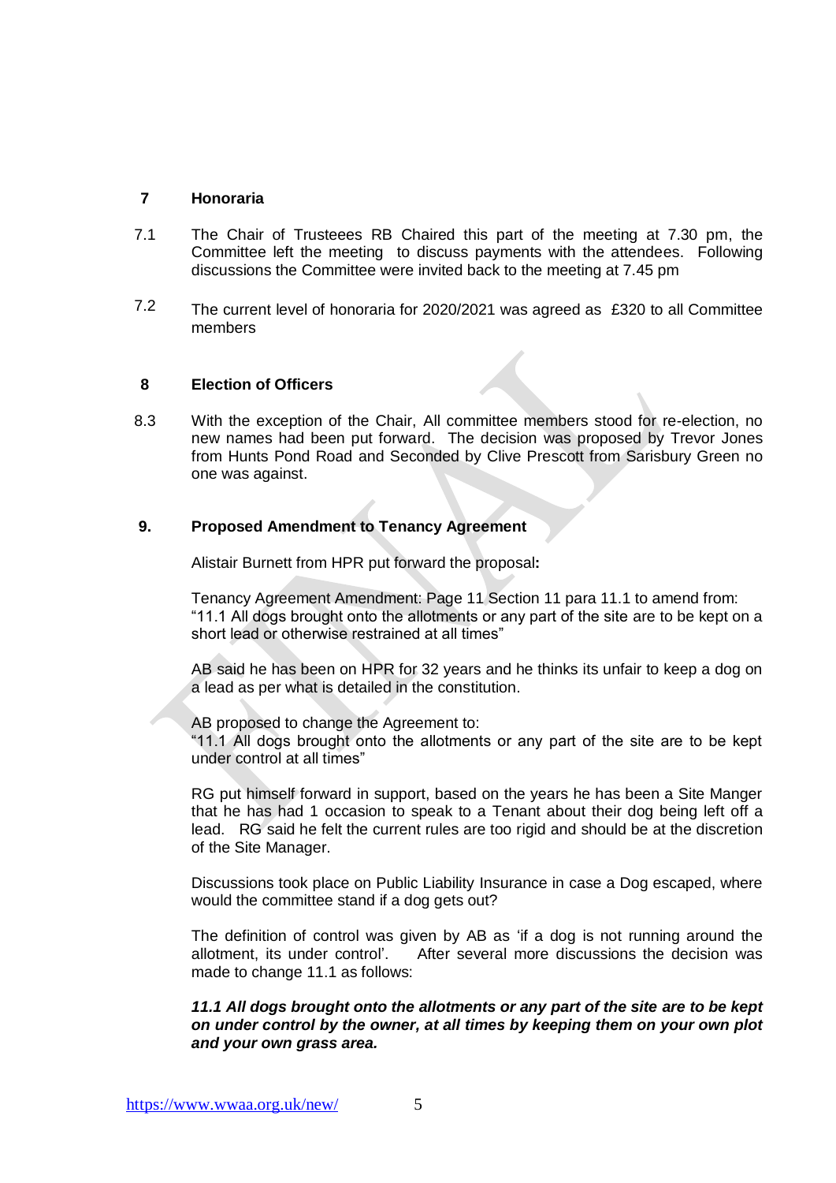## 7 Honoraria

7.1 The Chair of Trusteees RB Chaired this part of the meeting at 7.30 pm, the Committee left the meeting to discuss payments with the attendees. Following discussions the Committee were invited back to the meeting at 7.45 pm

7.2 The current level of honoraria for 2020/2021 was agreed as £320 to all Committee members

## 8 Election of Officers

8.3 With the exception of the Chair, All committee members stood for re-election, no new names had been put forward. The decision was proposed by Trevor Jones from Hunts Pond Road and Seconded by Clive Prescott from Sarisbury Green no one was against.

## 9. Proposed Amendment to Tenancy Agreement

Alistair Burnett from HPR put forward the proposal**:**

Tenancy Agreement Amendment: Page 11 Section 11 para 11.1 to amend from: "11.1 All dogs brought onto the allotments or any part of the site are to be kept on a short lead or otherwise restrained at all times"

AB said he has been on HPR for 32 years and he thinks its unfair to keep a dog on a lead as per what is detailed in the constitution.

AB proposed to change the Agreement to:
"11.1 All dogs brought onto the allotments or any part of the site are to be kept under control at all times"

RG put himself forward in support, based on the years he has been a Site Manger that he has had 1 occasion to speak to a Tenant about their dog being left off a lead. RG said he felt the current rules are too rigid and should be at the discretion of the Site Manager.

Discussions took place on Public Liability Insurance in case a Dog escaped, where would the committee stand if a dog gets out?

The definition of control was given by AB as 'if a dog is not running around the allotment, its under control'. After several more discussions the decision was made to change 11.1 as follows:

***11.1 All dogs brought onto the allotments or any part of the site are to be kept on under control by the owner, at all times by keeping them on your own plot and your own grass area.***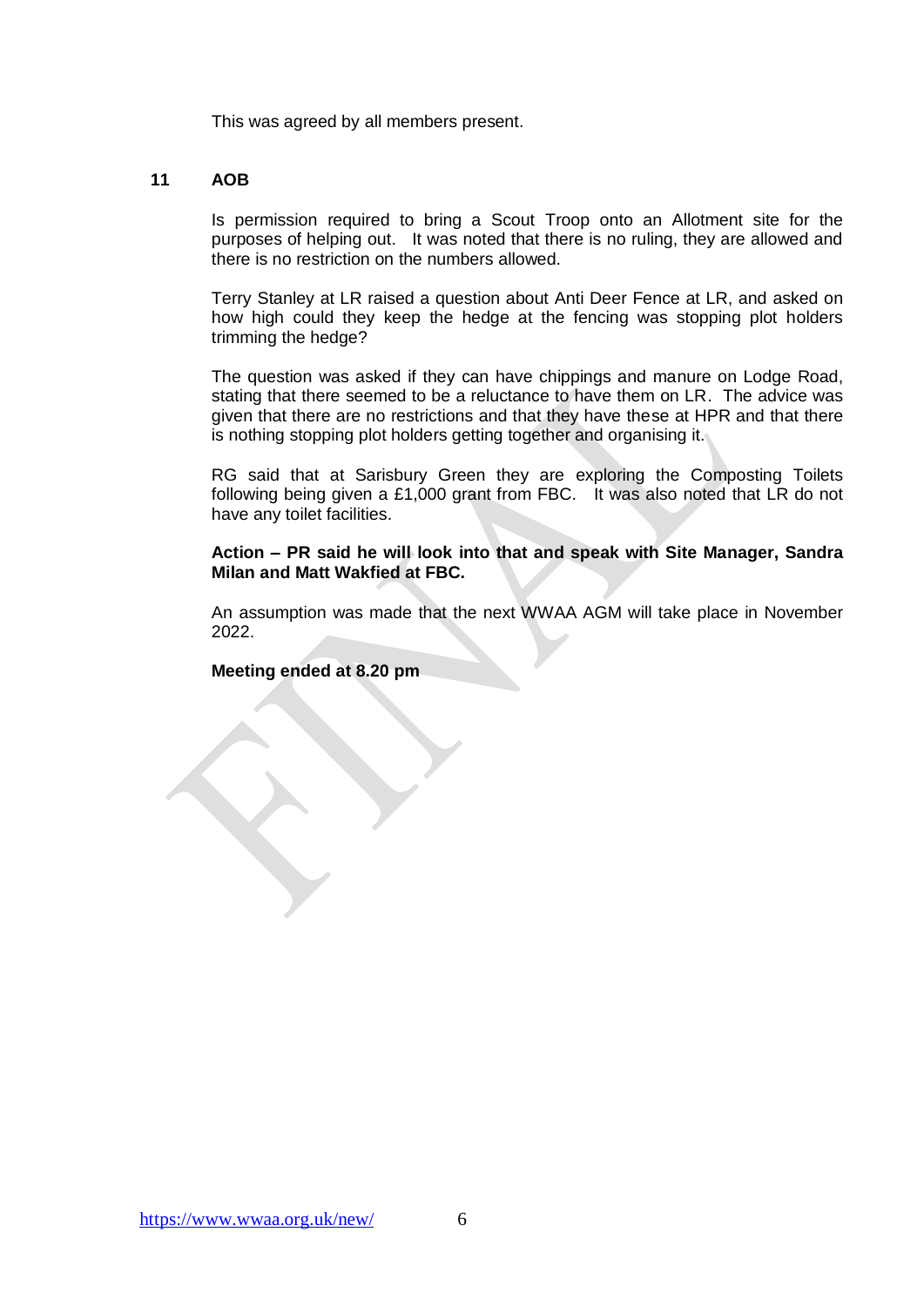This was agreed by all members present.

## 11 AOB

Is permission required to bring a Scout Troop onto an Allotment site for the purposes of helping out. It was noted that there is no ruling, they are allowed and there is no restriction on the numbers allowed.

Terry Stanley at LR raised a question about Anti Deer Fence at LR, and asked on how high could they keep the hedge at the fencing was stopping plot holders trimming the hedge?

The question was asked if they can have chippings and manure on Lodge Road, stating that there seemed to be a reluctance to have them on LR. The advice was given that there are no restrictions and that they have these at HPR and that there is nothing stopping plot holders getting together and organising it.

RG said that at Sarisbury Green they are exploring the Composting Toilets following being given a £1,000 grant from FBC. It was also noted that LR do not have any toilet facilities.

**Action – PR said he will look into that and speak with Site Manager, Sandra Milan and Matt Wakfied at FBC.**

An assumption was made that the next WWAA AGM will take place in November 2022.

**Meeting ended at 8.20 pm**